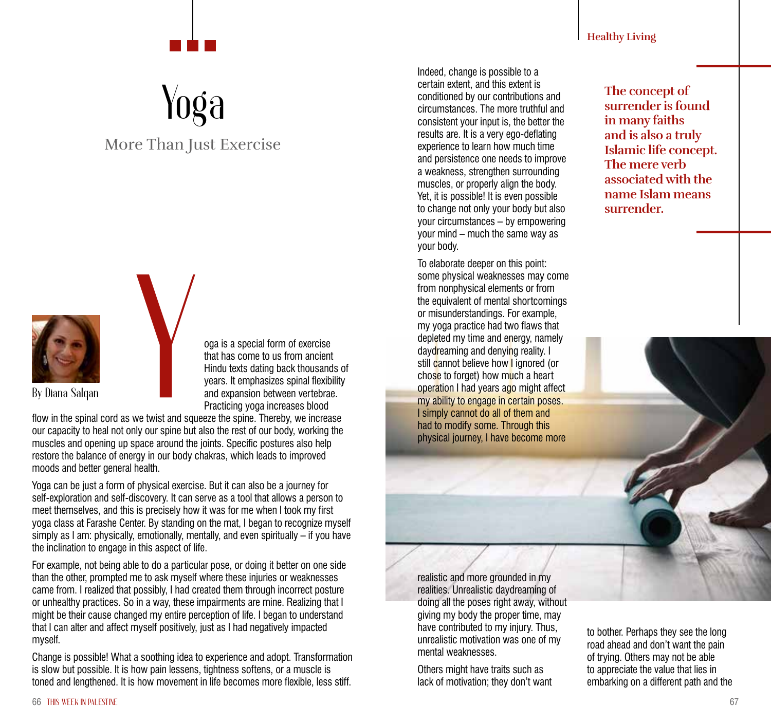# Yoga

## More Than Just Exercise

By Diana Salqan

Yoga is a special form of exercise that has come to us from ancient Hindu texts dating back thousands of years. It emphasizes spinal flexibility and expansion between vertebrae. Practicing yoga increases blood flow in the spinal cord as we twist and squeeze the spine. Thereby, we increase our capacity to heal not only our spine but also the rest of our body, working the muscles and opening up space around the joints. Specific postures also help restore the balance of energy in our body chakras, which leads to improved moods and better general health.

Yoga can be just a form of physical exercise. But it can also be a journey for self-exploration and self-discovery. It can serve as a tool that allows a person to meet themselves, and this is precisely how it was for me when I took my first yoga class at Farashe Center. By standing on the mat, I began to recognize myself simply as I am: physically, emotionally, mentally, and even spiritually – if you have the inclination to engage in this aspect of life.

For example, not being able to do a particular pose, or doing it better on one side than the other, prompted me to ask myself where these injuries or weaknesses came from. I realized that possibly, I had created them through incorrect posture or unhealthy practices. So in a way, these impairments are mine. Realizing that I might be their cause changed my entire perception of life. I began to understand that I can alter and affect myself positively, just as I had negatively impacted myself.

Change is possible! What a soothing idea to experience and adopt. Transformation is slow but possible. It is how pain lessens, tightness softens, or a muscle is toned and lengthened. It is how movement in life becomes more flexible, less stiff. Indeed, change is possible to a certain extent, and this extent is conditioned by our contributions and circumstances. The more truthful and consistent your input is, the better the results are. It is a very ego-deflating experience to learn how much time and persistence one needs to improve a weakness, strengthen surrounding muscles, or properly align the body. Yet, it is possible! It is even possible to change not only your body but also your circumstances – by empowering your mind – much the same way as your body.

To elaborate deeper on this point: some physical weaknesses may come from nonphysical elements or from the equivalent of mental shortcomings or misunderstandings. For example, my yoga practice had two flaws that depleted my time and energy, namely daydreaming and denying reality. I still cannot believe how I ignored (or chose to forget) how much a heart operation I had years ago might affect my ability to engage in certain poses. I simply cannot do all of them and had to modify some. Through this physical journey, I have become more realistic and more grounded in my realities. Unrealistic daydreaming of doing all the poses right away, without giving my body the proper time, may have contributed to my injury. Thus, unrealistic motivation was one of my mental weaknesses.

**The concept of surrender is found in many faiths and is also a truly Islamic life concept. The mere verb associated with the name Islam means surrender.**

Others might have traits such as lack of motivation; they don't want to bother. Perhaps they see the long road ahead and don't want the pain of trying. Others may not be able to appreciate the value that lies in embarking on a different path and the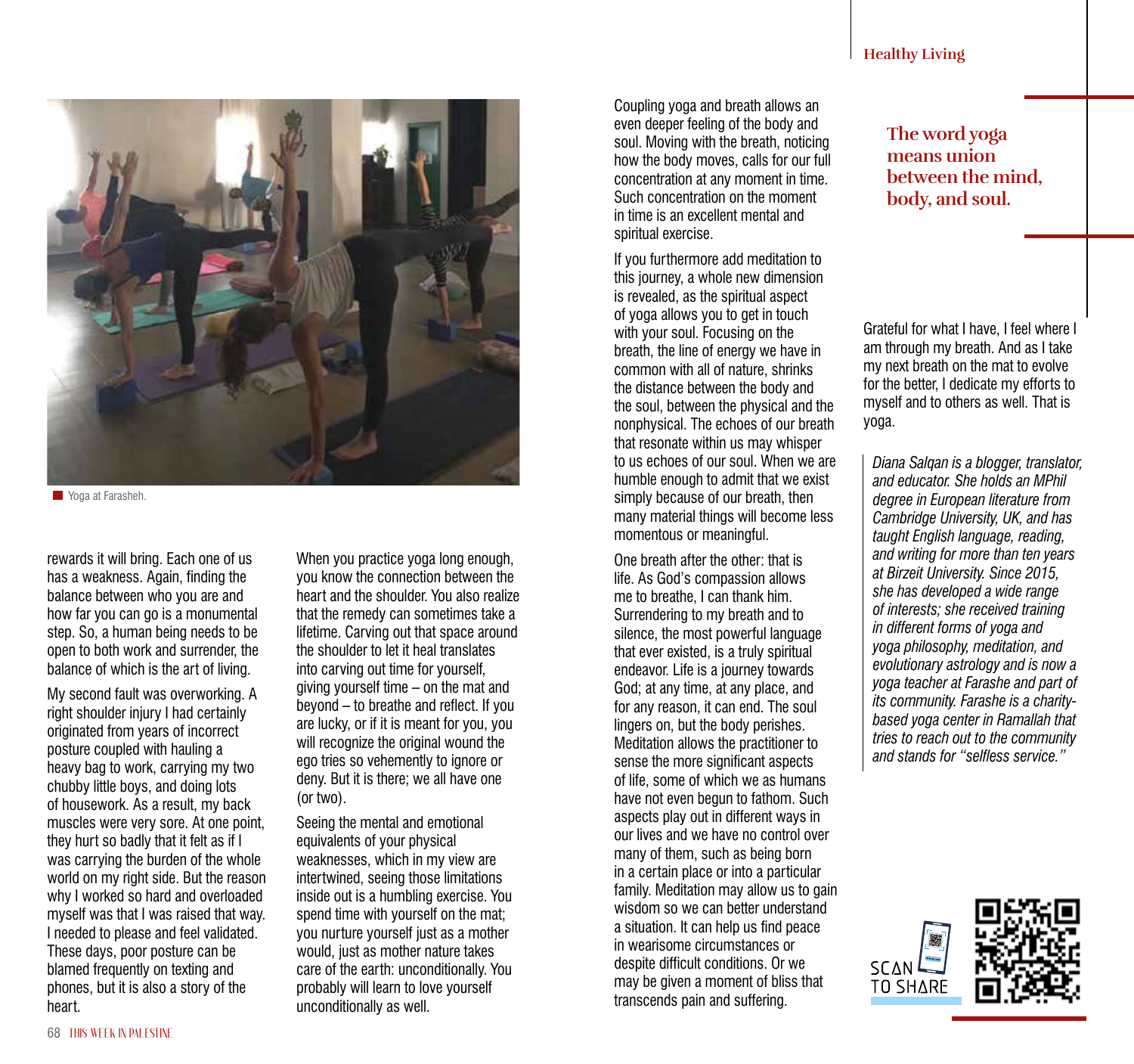Yoga at Farasheh.

rewards it will bring. Each one of us has a weakness. Again, finding the balance between who you are and how far you can go is a monumental step. So, a human being needs to be open to both work and surrender, the balance of which is the art of living.

My second fault was overworking. A right shoulder injury I had certainly originated from years of incorrect posture coupled with hauling a heavy bag to work, carrying my two chubby little boys, and doing lots of housework. As a result, my back muscles were very sore. At one point, they hurt so badly that it felt as if I was carrying the burden of the whole world on my right side. But the reason why I worked so hard and overloaded myself was that I was raised that way. I needed to please and feel validated. These days, poor posture can be blamed frequently on texting and phones, but it is also a story of the heart.

When you practice yoga long enough, you know the connection between the heart and the shoulder. You also realize that the remedy can sometimes take a lifetime. Carving out that space around the shoulder to let it heal translates into carving out time for yourself, giving yourself time – on the mat and beyond – to breathe and reflect. If you are lucky, or if it is meant for you, you will recognize the original wound the ego tries so vehemently to ignore or deny. But it is there; we all have one (or two).

Seeing the mental and emotional equivalents of your physical weaknesses, which in my view are intertwined, seeing those limitations inside out is a humbling exercise. You spend time with yourself on the mat; you nurture yourself just as a mother would, just as mother nature takes care of the earth: unconditionally. You probably will learn to love yourself unconditionally as well.

Coupling yoga and breath allows an even deeper feeling of the body and soul. Moving with the breath, noticing how the body moves, calls for our full concentration at any moment in time. Such concentration on the moment in time is an excellent mental and spiritual exercise.

If you furthermore add meditation to this journey, a whole new dimension is revealed, as the spiritual aspect of yoga allows you to get in touch with your soul. Focusing on the breath, the line of energy we have in common with all of nature, shrinks the distance between the body and the soul, between the physical and the nonphysical. The echoes of our breath that resonate within us may whisper to us echoes of our soul. When we are humble enough to admit that we exist simply because of our breath, then many material things will become less momentous or meaningful.

One breath after the other: that is life. As God's compassion allows me to breathe, I can thank him. Surrendering to my breath and to silence, the most powerful language that ever existed, is a truly spiritual endeavor. Life is a journey towards God; at any time, at any place, and for any reason, it can end. The soul lingers on, but the body perishes. Meditation allows the practitioner to sense the more significant aspects of life, some of which we as humans have not even begun to fathom. Such aspects play out in different ways in our lives and we have no control over many of them, such as being born in a certain place or into a particular family. Meditation may allow us to gain wisdom so we can better understand a situation. It can help us find peace in wearisome circumstances or despite difficult conditions. Or we may be given a moment of bliss that transcends pain and suffering.

**The word yoga means union between the mind, body, and soul.**

Grateful for what I have, I feel where I am through my breath. And as I take my next breath on the mat to evolve for the better, I dedicate my efforts to myself and to others as well. That is yoga.

*Diana Salqan is a blogger, translator, and educator. She holds an MPhil degree in European literature from Cambridge University, UK, and has taught English language, reading, and writing for more than ten years at Birzeit University. Since 2015, she has developed a wide range of interests; she received training in different forms of yoga and yoga philosophy, meditation, and evolutionary astrology and is now a yoga teacher at Farashe and part of its community. Farashe is a charity-based yoga center in Ramallah that tries to reach out to the community and stands for "selfless service."*

SCAN TO SHARE